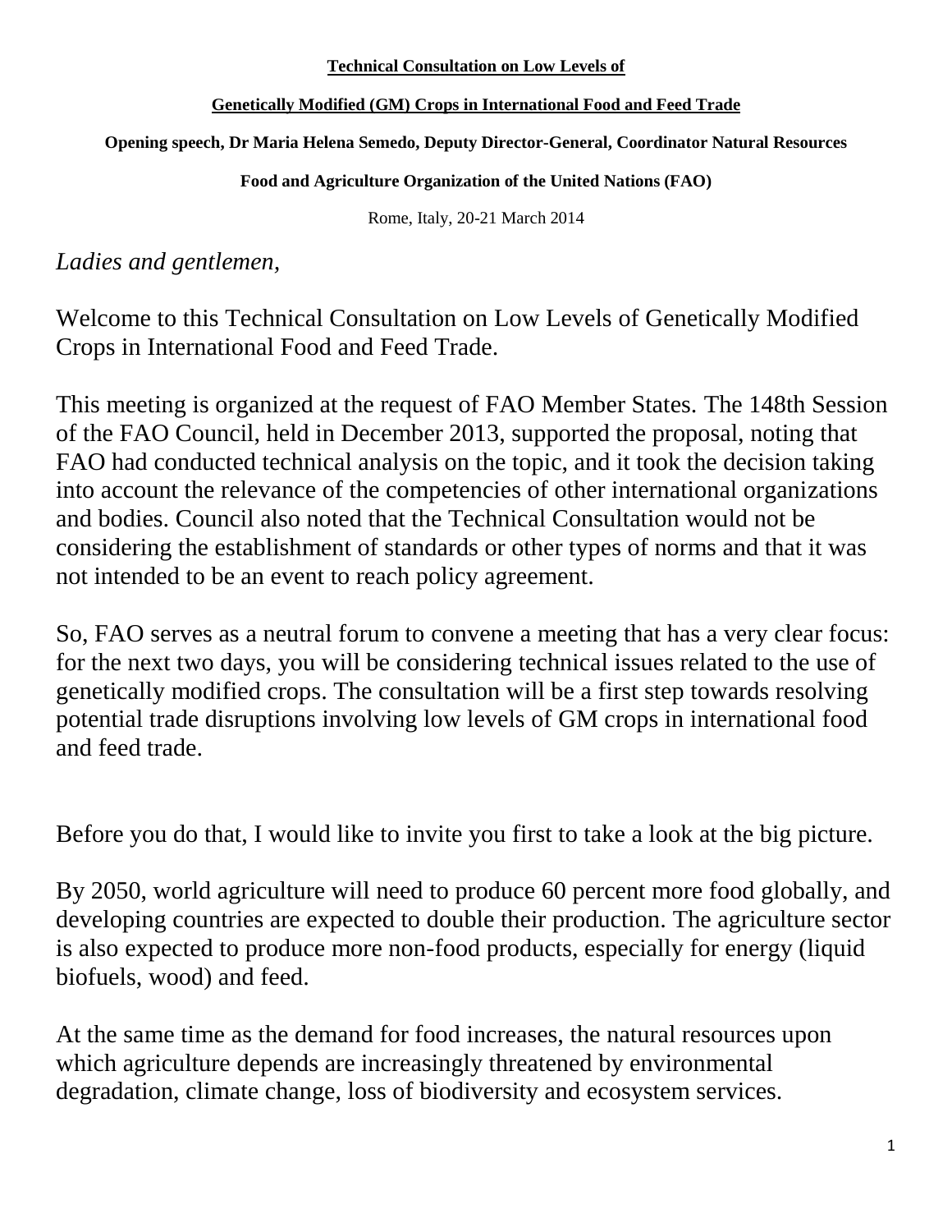**Technical Consultation on Low Levels of**

**Genetically Modified (GM) Crops in International Food and Feed Trade**

**Opening speech, Dr Maria Helena Semedo, Deputy Director-General, Coordinator Natural Resources**

**Food and Agriculture Organization of the United Nations (FAO)**

Rome, Italy, 20-21 March 2014

*Ladies and gentlemen,*

Welcome to this Technical Consultation on Low Levels of Genetically Modified Crops in International Food and Feed Trade.

This meeting is organized at the request of FAO Member States. The 148th Session of the FAO Council, held in December 2013, supported the proposal, noting that FAO had conducted technical analysis on the topic, and it took the decision taking into account the relevance of the competencies of other international organizations and bodies. Council also noted that the Technical Consultation would not be considering the establishment of standards or other types of norms and that it was not intended to be an event to reach policy agreement.

So, FAO serves as a neutral forum to convene a meeting that has a very clear focus: for the next two days, you will be considering technical issues related to the use of genetically modified crops. The consultation will be a first step towards resolving potential trade disruptions involving low levels of GM crops in international food and feed trade.

Before you do that, I would like to invite you first to take a look at the big picture.

By 2050, world agriculture will need to produce 60 percent more food globally, and developing countries are expected to double their production. The agriculture sector is also expected to produce more non-food products, especially for energy (liquid biofuels, wood) and feed.

At the same time as the demand for food increases, the natural resources upon which agriculture depends are increasingly threatened by environmental degradation, climate change, loss of biodiversity and ecosystem services.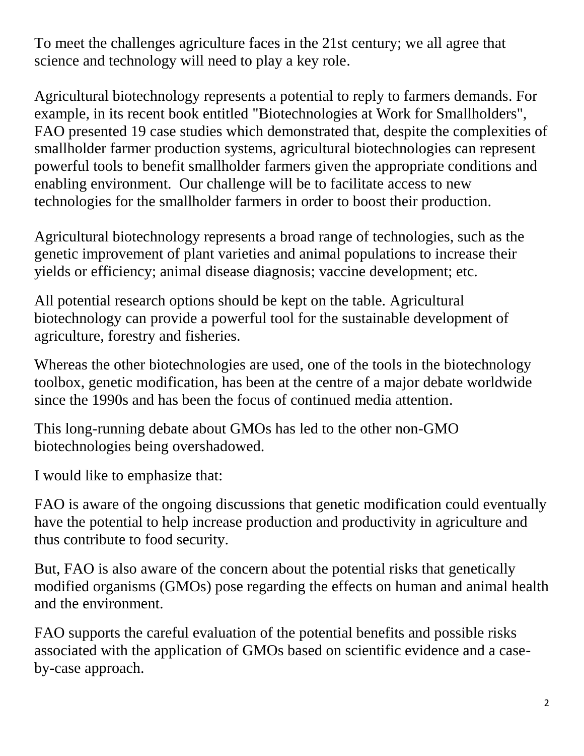To meet the challenges agriculture faces in the 21st century; we all agree that science and technology will need to play a key role.

Agricultural biotechnology represents a potential to reply to farmers demands. For example, in its recent book entitled "Biotechnologies at Work for Smallholders", FAO presented 19 case studies which demonstrated that, despite the complexities of smallholder farmer production systems, agricultural biotechnologies can represent powerful tools to benefit smallholder farmers given the appropriate conditions and enabling environment. Our challenge will be to facilitate access to new technologies for the smallholder farmers in order to boost their production.

Agricultural biotechnology represents a broad range of technologies, such as the genetic improvement of plant varieties and animal populations to increase their yields or efficiency; animal disease diagnosis; vaccine development; etc.

All potential research options should be kept on the table. Agricultural biotechnology can provide a powerful tool for the sustainable development of agriculture, forestry and fisheries.

Whereas the other biotechnologies are used, one of the tools in the biotechnology toolbox, genetic modification, has been at the centre of a major debate worldwide since the 1990s and has been the focus of continued media attention.

This long-running debate about GMOs has led to the other non-GMO biotechnologies being overshadowed.

I would like to emphasize that:

FAO is aware of the ongoing discussions that genetic modification could eventually have the potential to help increase production and productivity in agriculture and thus contribute to food security.

But, FAO is also aware of the concern about the potential risks that genetically modified organisms (GMOs) pose regarding the effects on human and animal health and the environment.

FAO supports the careful evaluation of the potential benefits and possible risks associated with the application of GMOs based on scientific evidence and a case-by-case approach.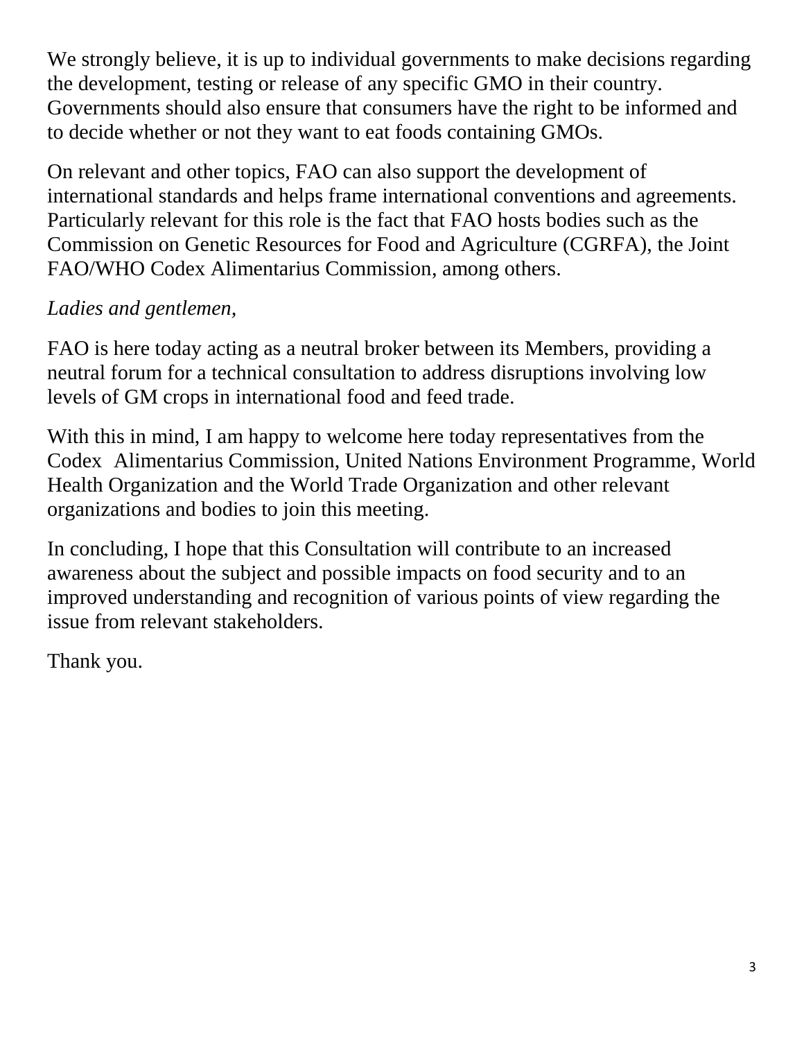We strongly believe, it is up to individual governments to make decisions regarding the development, testing or release of any specific GMO in their country. Governments should also ensure that consumers have the right to be informed and to decide whether or not they want to eat foods containing GMOs.

On relevant and other topics, FAO can also support the development of international standards and helps frame international conventions and agreements. Particularly relevant for this role is the fact that FAO hosts bodies such as the Commission on Genetic Resources for Food and Agriculture (CGRFA), the Joint FAO/WHO Codex Alimentarius Commission, among others.

*Ladies and gentlemen,*

FAO is here today acting as a neutral broker between its Members, providing a neutral forum for a technical consultation to address disruptions involving low levels of GM crops in international food and feed trade.

With this in mind, I am happy to welcome here today representatives from the Codex Alimentarius Commission, United Nations Environment Programme, World Health Organization and the World Trade Organization and other relevant organizations and bodies to join this meeting.

In concluding, I hope that this Consultation will contribute to an increased awareness about the subject and possible impacts on food security and to an improved understanding and recognition of various points of view regarding the issue from relevant stakeholders.

Thank you.